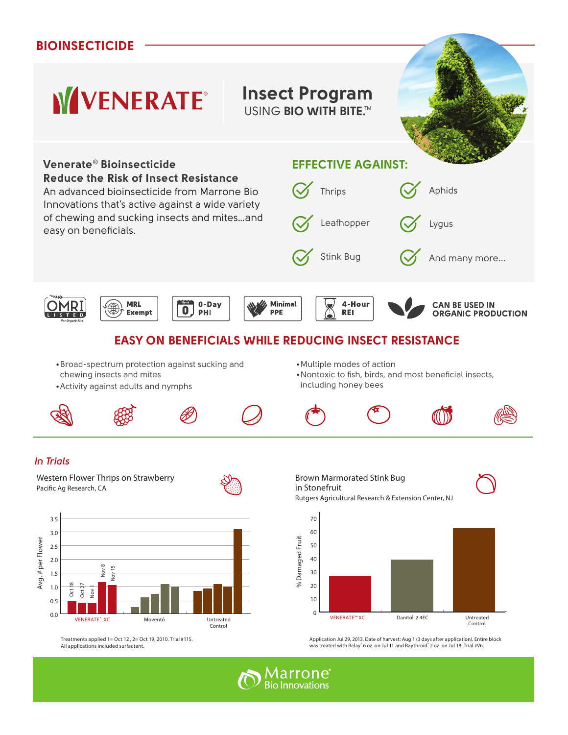BIOINSECTICIDE

# VENERATE®

## Insect Program

USING **BIO WITH BITE.**™

### Venerate® Bioinsecticide
### Reduce the Risk of Insect Resistance

An advanced bioinsecticide from Marrone Bio Innovations that's active against a wide variety of chewing and sucking insects and mites...and easy on beneficials.

### EFFECTIVE AGAINST:

- Thrips
- Aphids
- Leafhopper
- Lygus
- Stink Bug
- And many more...

OMRI LISTED For Organic Use | MRL Exempt | 0-Day PHI | Minimal PPE | 4-Hour REI | CAN BE USED IN ORGANIC PRODUCTION

## EASY ON BENEFICIALS WHILE REDUCING INSECT RESISTANCE

- Broad-spectrum protection against sucking and chewing insects and mites
- Activity against adults and nymphs
- Multiple modes of action
- Nontoxic to fish, birds, and most beneficial insects, including honey bees

### *In Trials*

**Western Flower Thrips on Strawberry**
Pacific Ag Research, CA

Treatments applied 1= Oct 12 , 2= Oct 19, 2010. Trial #115.
All applications included surfactant.

**Brown Marmorated Stink Bug in Stonefruit**
Rutgers Agricultural Research & Extension Center, NJ

Application Jul 29, 2013. Date of harvest: Aug 1 (3 days after application). Entire block was treated with Belay® 6 oz. on Jul 11 and Baythroid® 2 oz. on Jul 18. Trial #V6.

Marrone® Bio Innovations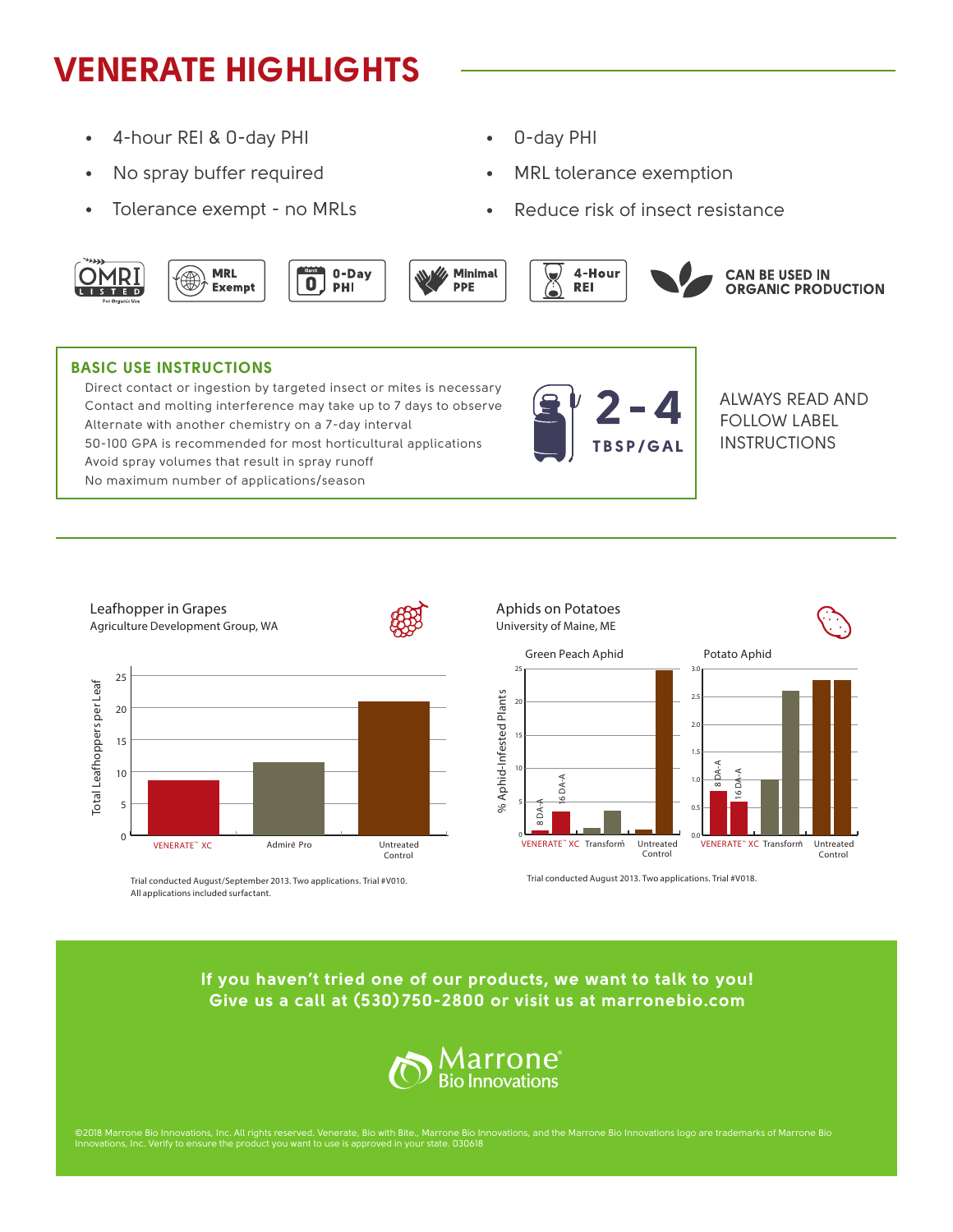# VENERATE HIGHLIGHTS

- 4-hour REI & 0-day PHI
- No spray buffer required
- Tolerance exempt - no MRLs
- 0-day PHI
- MRL tolerance exemption
- Reduce risk of insect resistance

OMRI LISTED For Organic Use

MRL Exempt

0-Day PHI

Minimal PPE

4-Hour REI

CAN BE USED IN ORGANIC PRODUCTION

## BASIC USE INSTRUCTIONS

Direct contact or ingestion by targeted insect or mites is necessary
Contact and molting interference may take up to 7 days to observe
Alternate with another chemistry on a 7-day interval
50-100 GPA is recommended for most horticultural applications
Avoid spray volumes that result in spray runoff
No maximum number of applications/season

2-4 TBSP/GAL

ALWAYS READ AND FOLLOW LABEL INSTRUCTIONS

### Leafhopper in Grapes

Agriculture Development Group, WA

Total Leafhoppers per Leaf
0
5
10
15
20
25
VENERATE™ XC
Admire Pro
Untreated Control

Trial conducted August/September 2013. Two applications. Trial #V010. All applications included surfactant.

### Aphids on Potatoes

University of Maine, ME

Green Peach Aphid

% Aphid-Infested Plants
0
5
10
15
20
25
8 DA-A
16 DA-A
VENERATE™ XC
Transform
Untreated Control

Potato Aphid

0.0
0.5
1.0
1.5
2.0
2.5
3.0
8 DA-A
16 DA-A
VENERATE™ XC
Transform
Untreated Control

Trial conducted August 2013. Two applications. Trial #V018.

**If you haven't tried one of our products, we want to talk to you!**
**Give us a call at (530)750-2800 or visit us at marronebio.com**

Marrone® Bio Innovations

©2018 Marrone Bio Innovations, Inc. All rights reserved. Venerate, Bio with Bite., Marrone Bio Innovations, and the Marrone Bio Innovations logo are trademarks of Marrone Bio Innovations, Inc. Verify to ensure the product you want to use is approved in your state. 030618